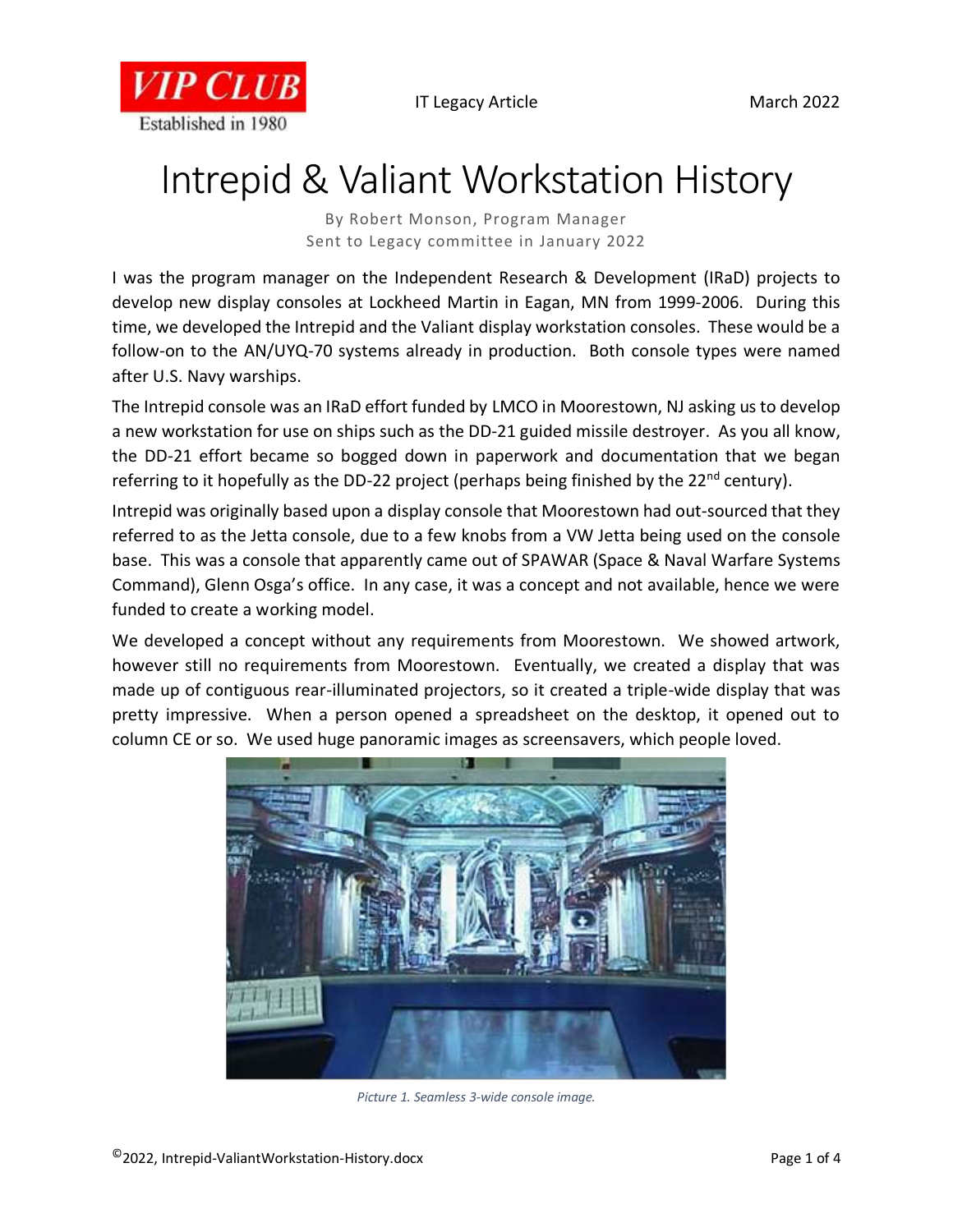# Intrepid & Valiant Workstation History

By Robert Monson, Program Manager
Sent to Legacy committee in January 2022

I was the program manager on the Independent Research & Development (IRaD) projects to develop new display consoles at Lockheed Martin in Eagan, MN from 1999-2006. During this time, we developed the Intrepid and the Valiant display workstation consoles. These would be a follow-on to the AN/UYQ-70 systems already in production. Both console types were named after U.S. Navy warships.

The Intrepid console was an IRaD effort funded by LMCO in Moorestown, NJ asking us to develop a new workstation for use on ships such as the DD-21 guided missile destroyer. As you all know, the DD-21 effort became so bogged down in paperwork and documentation that we began referring to it hopefully as the DD-22 project (perhaps being finished by the 22nd century).

Intrepid was originally based upon a display console that Moorestown had out-sourced that they referred to as the Jetta console, due to a few knobs from a VW Jetta being used on the console base. This was a console that apparently came out of SPAWAR (Space & Naval Warfare Systems Command), Glenn Osga's office. In any case, it was a concept and not available, hence we were funded to create a working model.

We developed a concept without any requirements from Moorestown. We showed artwork, however still no requirements from Moorestown. Eventually, we created a display that was made up of contiguous rear-illuminated projectors, so it created a triple-wide display that was pretty impressive. When a person opened a spreadsheet on the desktop, it opened out to column CE or so. We used huge panoramic images as screensavers, which people loved.

*Picture 1. Seamless 3-wide console image.*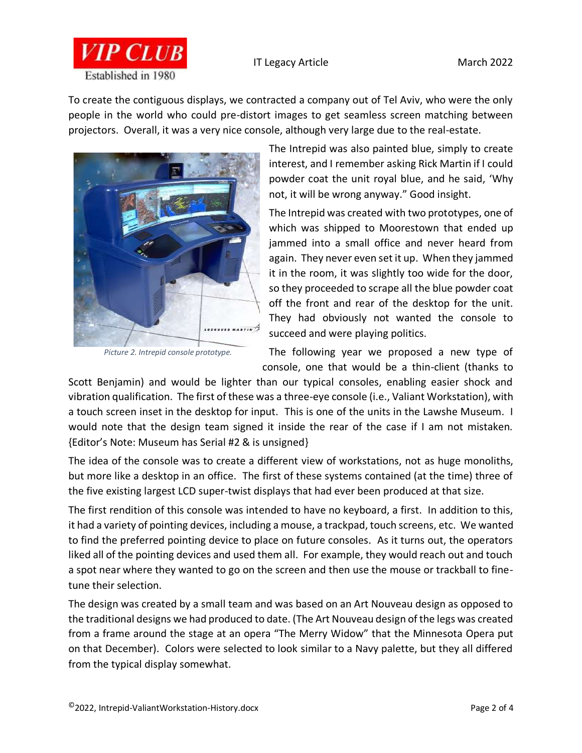To create the contiguous displays, we contracted a company out of Tel Aviv, who were the only people in the world who could pre-distort images to get seamless screen matching between projectors. Overall, it was a very nice console, although very large due to the real-estate.

*Picture 2. Intrepid console prototype.*

The Intrepid was also painted blue, simply to create interest, and I remember asking Rick Martin if I could powder coat the unit royal blue, and he said, 'Why not, it will be wrong anyway." Good insight.

The Intrepid was created with two prototypes, one of which was shipped to Moorestown that ended up jammed into a small office and never heard from again. They never even set it up. When they jammed it in the room, it was slightly too wide for the door, so they proceeded to scrape all the blue powder coat off the front and rear of the desktop for the unit. They had obviously not wanted the console to succeed and were playing politics.

The following year we proposed a new type of console, one that would be a thin-client (thanks to Scott Benjamin) and would be lighter than our typical consoles, enabling easier shock and vibration qualification. The first of these was a three-eye console (i.e., Valiant Workstation), with a touch screen inset in the desktop for input. This is one of the units in the Lawshe Museum. I would note that the design team signed it inside the rear of the case if I am not mistaken. {Editor's Note: Museum has Serial #2 & is unsigned}

The idea of the console was to create a different view of workstations, not as huge monoliths, but more like a desktop in an office. The first of these systems contained (at the time) three of the five existing largest LCD super-twist displays that had ever been produced at that size.

The first rendition of this console was intended to have no keyboard, a first. In addition to this, it had a variety of pointing devices, including a mouse, a trackpad, touch screens, etc. We wanted to find the preferred pointing device to place on future consoles. As it turns out, the operators liked all of the pointing devices and used them all. For example, they would reach out and touch a spot near where they wanted to go on the screen and then use the mouse or trackball to fine-tune their selection.

The design was created by a small team and was based on an Art Nouveau design as opposed to the traditional designs we had produced to date. (The Art Nouveau design of the legs was created from a frame around the stage at an opera "The Merry Widow" that the Minnesota Opera put on that December). Colors were selected to look similar to a Navy palette, but they all differed from the typical display somewhat.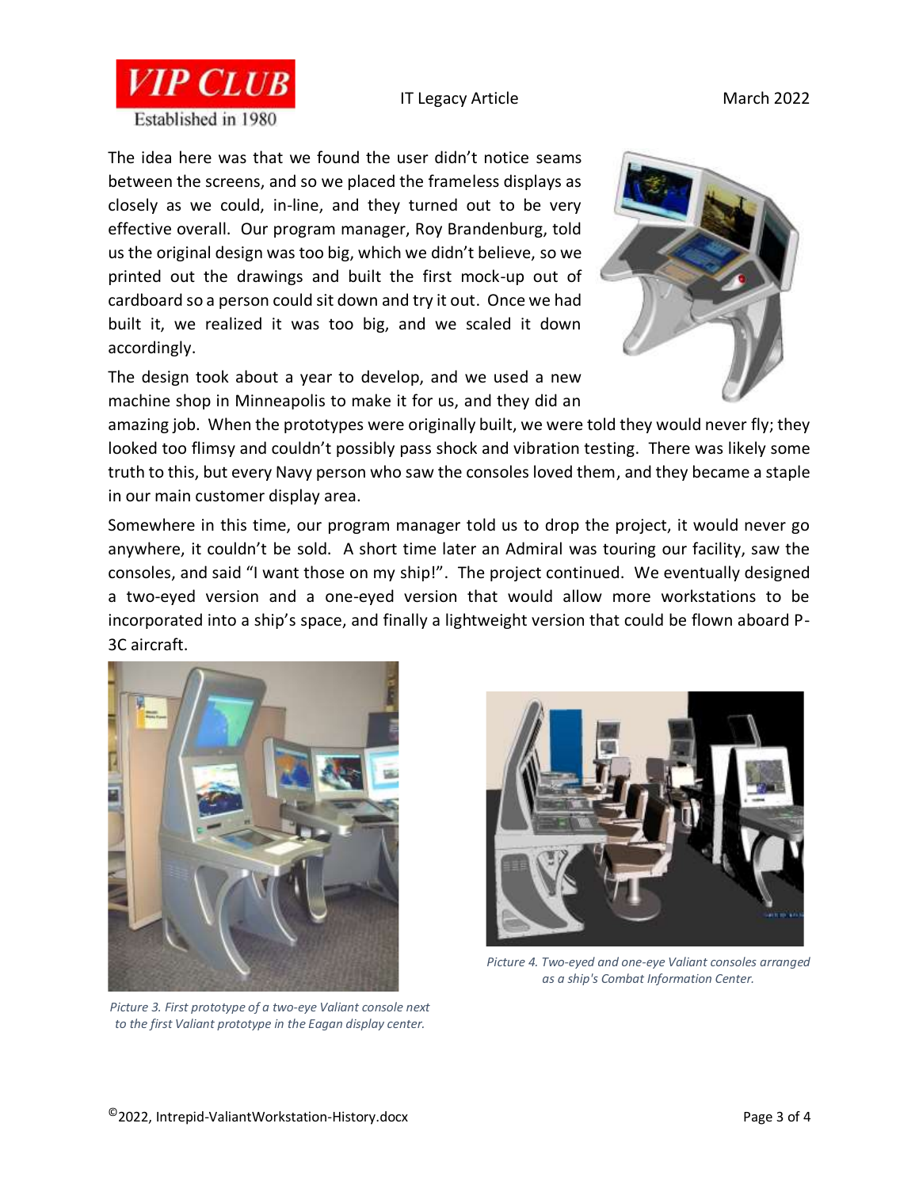The idea here was that we found the user didn't notice seams between the screens, and so we placed the frameless displays as closely as we could, in-line, and they turned out to be very effective overall. Our program manager, Roy Brandenburg, told us the original design was too big, which we didn't believe, so we printed out the drawings and built the first mock-up out of cardboard so a person could sit down and try it out. Once we had built it, we realized it was too big, and we scaled it down accordingly.

The design took about a year to develop, and we used a new machine shop in Minneapolis to make it for us, and they did an amazing job. When the prototypes were originally built, we were told they would never fly; they looked too flimsy and couldn't possibly pass shock and vibration testing. There was likely some truth to this, but every Navy person who saw the consoles loved them, and they became a staple in our main customer display area.

Somewhere in this time, our program manager told us to drop the project, it would never go anywhere, it couldn't be sold. A short time later an Admiral was touring our facility, saw the consoles, and said "I want those on my ship!". The project continued. We eventually designed a two-eyed version and a one-eyed version that would allow more workstations to be incorporated into a ship's space, and finally a lightweight version that could be flown aboard P-3C aircraft.

*Picture 3. First prototype of a two-eye Valiant console next to the first Valiant prototype in the Eagan display center.*

*Picture 4. Two-eyed and one-eye Valiant consoles arranged as a ship's Combat Information Center.*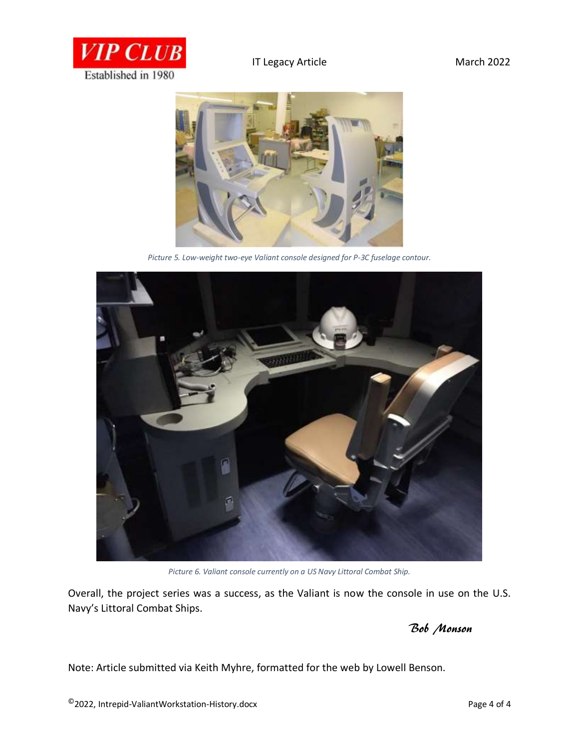*Picture 5. Low-weight two-eye Valiant console designed for P-3C fuselage contour.*

*Picture 6. Valiant console currently on a US Navy Littoral Combat Ship.*

Overall, the project series was a success, as the Valiant is now the console in use on the U.S. Navy's Littoral Combat Ships.

*Bob Monson*

Note: Article submitted via Keith Myhre, formatted for the web by Lowell Benson.

©2022, Intrepid-ValiantWorkstation-History.docx